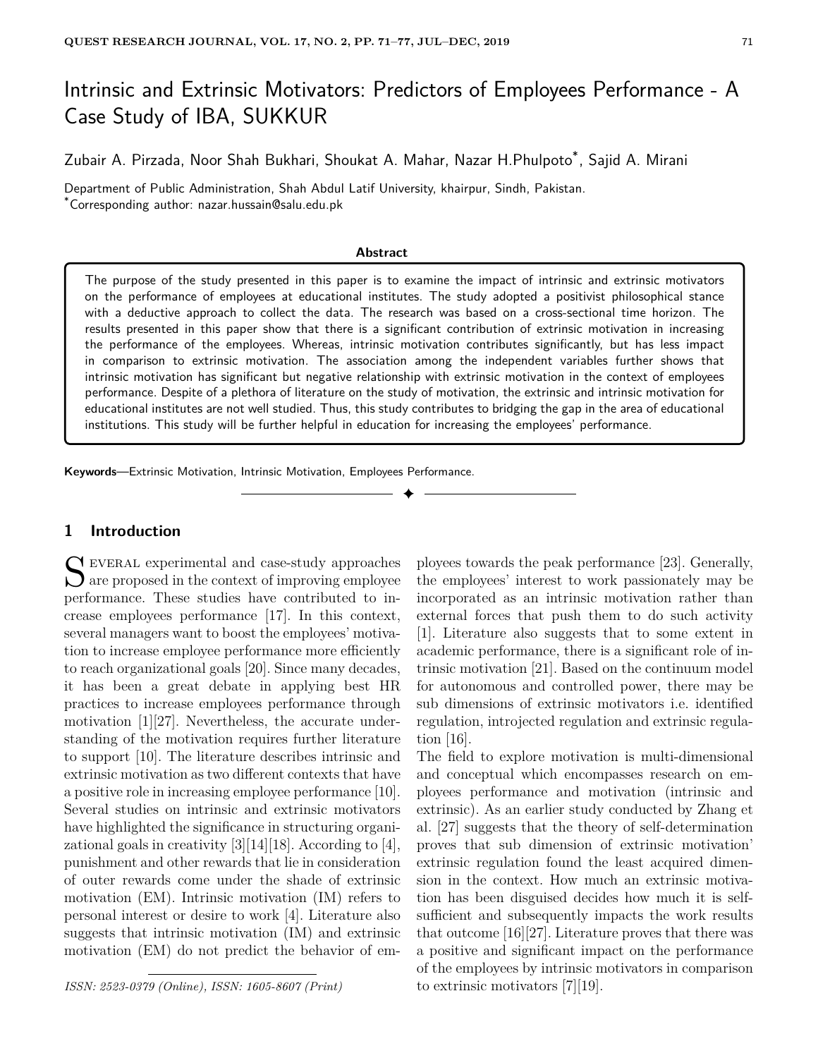# Intrinsic and Extrinsic Motivators: Predictors of Employees Performance - A Case Study of IBA, SUKKUR

Zubair A. Pirzada, Noor Shah Bukhari, Shoukat A. Mahar, Nazar H.Phulpoto*, Sajid A. Mirani

Department of Public Administration, Shah Abdul Latif University, khairpur, Sindh, Pakistan.
*Corresponding author: nazar.hussain@salu.edu.pk

**Abstract**

The purpose of the study presented in this paper is to examine the impact of intrinsic and extrinsic motivators on the performance of employees at educational institutes. The study adopted a positivist philosophical stance with a deductive approach to collect the data. The research was based on a cross-sectional time horizon. The results presented in this paper show that there is a significant contribution of extrinsic motivation in increasing the performance of the employees. Whereas, intrinsic motivation contributes significantly, but has less impact in comparison to extrinsic motivation. The association among the independent variables further shows that intrinsic motivation has significant but negative relationship with extrinsic motivation in the context of employees performance. Despite of a plethora of literature on the study of motivation, the extrinsic and intrinsic motivation for educational institutes are not well studied. Thus, this study contributes to bridging the gap in the area of educational institutions. This study will be further helpful in education for increasing the employees' performance.

**Keywords**—Extrinsic Motivation, Intrinsic Motivation, Employees Performance.

## 1 Introduction

Several experimental and case-study approaches are proposed in the context of improving employee performance. These studies have contributed to increase employees performance [17]. In this context, several managers want to boost the employees' motivation to increase employee performance more efficiently to reach organizational goals [20]. Since many decades, it has been a great debate in applying best HR practices to increase employees performance through motivation [1][27]. Nevertheless, the accurate understanding of the motivation requires further literature to support [10]. The literature describes intrinsic and extrinsic motivation as two different contexts that have a positive role in increasing employee performance [10]. Several studies on intrinsic and extrinsic motivators have highlighted the significance in structuring organizational goals in creativity [3][14][18]. According to [4], punishment and other rewards that lie in consideration of outer rewards come under the shade of extrinsic motivation (EM). Intrinsic motivation (IM) refers to personal interest or desire to work [4]. Literature also suggests that intrinsic motivation (IM) and extrinsic motivation (EM) do not predict the behavior of employees towards the peak performance [23]. Generally, the employees' interest to work passionately may be incorporated as an intrinsic motivation rather than external forces that push them to do such activity [1]. Literature also suggests that to some extent in academic performance, there is a significant role of intrinsic motivation [21]. Based on the continuum model for autonomous and controlled power, there may be sub dimensions of extrinsic motivators i.e. identified regulation, introjected regulation and extrinsic regulation [16].

The field to explore motivation is multi-dimensional and conceptual which encompasses research on employees performance and motivation (intrinsic and extrinsic). As an earlier study conducted by Zhang et al. [27] suggests that the theory of self-determination proves that sub dimension of extrinsic motivation' extrinsic regulation found the least acquired dimension in the context. How much an extrinsic motivation has been disguised decides how much it is self-sufficient and subsequently impacts the work results that outcome [16][27]. Literature proves that there was a positive and significant impact on the performance of the employees by intrinsic motivators in comparison to extrinsic motivators [7][19].

*ISSN: 2523-0379 (Online), ISSN: 1605-8607 (Print)*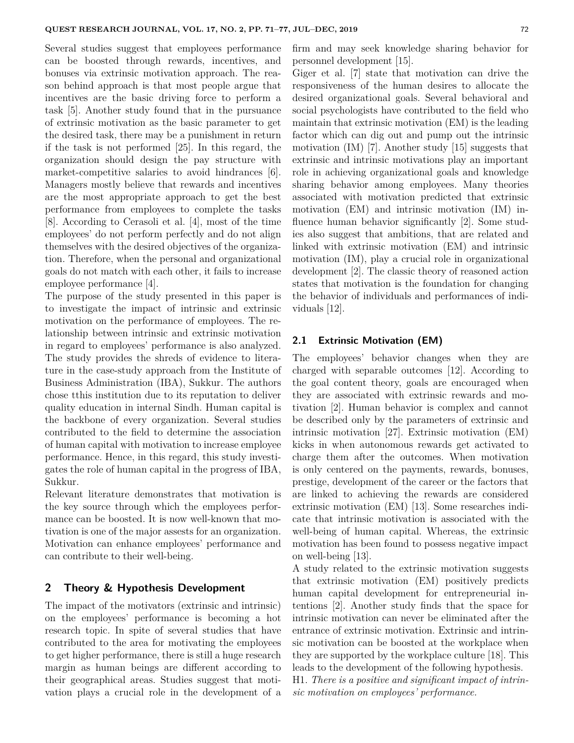Several studies suggest that employees performance can be boosted through rewards, incentives, and bonuses via extrinsic motivation approach. The reason behind approach is that most people argue that incentives are the basic driving force to perform a task [5]. Another study found that in the pursuance of extrinsic motivation as the basic parameter to get the desired task, there may be a punishment in return if the task is not performed [25]. In this regard, the organization should design the pay structure with market-competitive salaries to avoid hindrances [6]. Managers mostly believe that rewards and incentives are the most appropriate approach to get the best performance from employees to complete the tasks [8]. According to Cerasoli et al. [4], most of the time employees' do not perform perfectly and do not align themselves with the desired objectives of the organization. Therefore, when the personal and organizational goals do not match with each other, it fails to increase employee performance [4].

The purpose of the study presented in this paper is to investigate the impact of intrinsic and extrinsic motivation on the performance of employees. The relationship between intrinsic and extrinsic motivation in regard to employees' performance is also analyzed. The study provides the shreds of evidence to literature in the case-study approach from the Institute of Business Administration (IBA), Sukkur. The authors chose tthis institution due to its reputation to deliver quality education in internal Sindh. Human capital is the backbone of every organization. Several studies contributed to the field to determine the association of human capital with motivation to increase employee performance. Hence, in this regard, this study investigates the role of human capital in the progress of IBA, Sukkur.

Relevant literature demonstrates that motivation is the key source through which the employees performance can be boosted. It is now well-known that motivation is one of the major assests for an organization. Motivation can enhance employees' performance and can contribute to their well-being.

## 2 Theory & Hypothesis Development

The impact of the motivators (extrinsic and intrinsic) on the employees' performance is becoming a hot research topic. In spite of several studies that have contributed to the area for motivating the employees to get higher performance, there is still a huge research margin as human beings are different according to their geographical areas. Studies suggest that motivation plays a crucial role in the development of a firm and may seek knowledge sharing behavior for personnel development [15].

Giger et al. [7] state that motivation can drive the responsiveness of the human desires to allocate the desired organizational goals. Several behavioral and social psychologists have contributed to the field who maintain that extrinsic motivation (EM) is the leading factor which can dig out and pump out the intrinsic motivation (IM) [7]. Another study [15] suggests that extrinsic and intrinsic motivations play an important role in achieving organizational goals and knowledge sharing behavior among employees. Many theories associated with motivation predicted that extrinsic motivation (EM) and intrinsic motivation (IM) influence human behavior significantly [2]. Some studies also suggest that ambitions, that are related and linked with extrinsic motivation (EM) and intrinsic motivation (IM), play a crucial role in organizational development [2]. The classic theory of reasoned action states that motivation is the foundation for changing the behavior of individuals and performances of individuals [12].

### 2.1 Extrinsic Motivation (EM)

The employees' behavior changes when they are charged with separable outcomes [12]. According to the goal content theory, goals are encouraged when they are associated with extrinsic rewards and motivation [2]. Human behavior is complex and cannot be described only by the parameters of extrinsic and intrinsic motivation [27]. Extrinsic motivation (EM) kicks in when autonomous rewards get activated to charge them after the outcomes. When motivation is only centered on the payments, rewards, bonuses, prestige, development of the career or the factors that are linked to achieving the rewards are considered extrinsic motivation (EM) [13]. Some researches indicate that intrinsic motivation is associated with the well-being of human capital. Whereas, the extrinsic motivation has been found to possess negative impact on well-being [13].

A study related to the extrinsic motivation suggests that extrinsic motivation (EM) positively predicts human capital development for entrepreneurial intentions [2]. Another study finds that the space for intrinsic motivation can never be eliminated after the entrance of extrinsic motivation. Extrinsic and intrinsic motivation can be boosted at the workplace when they are supported by the workplace culture [18]. This leads to the development of the following hypothesis.

H1. *There is a positive and significant impact of intrinsic motivation on employees' performance.*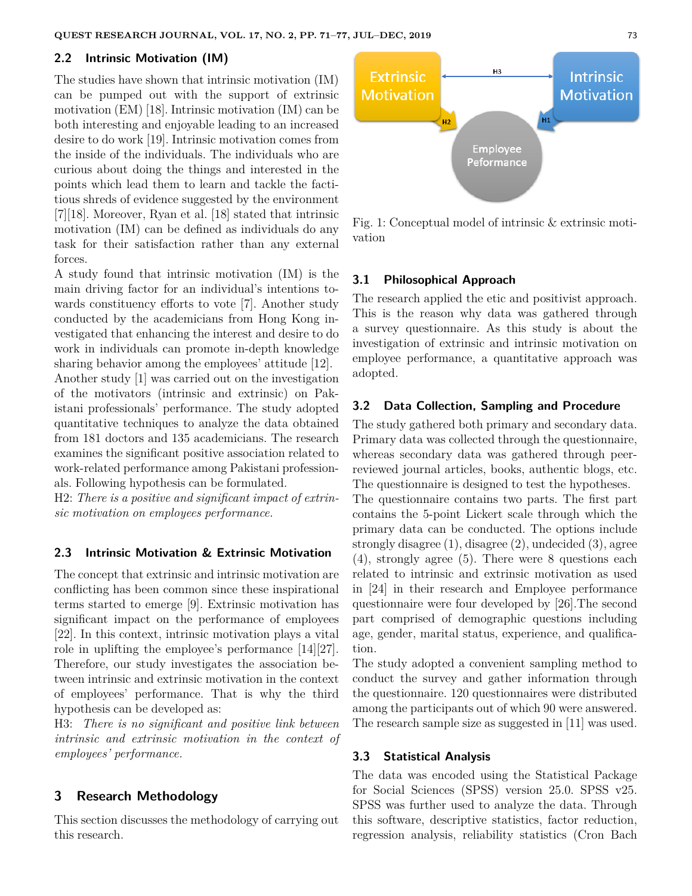## 2.2 Intrinsic Motivation (IM)

The studies have shown that intrinsic motivation (IM) can be pumped out with the support of extrinsic motivation (EM) [18]. Intrinsic motivation (IM) can be both interesting and enjoyable leading to an increased desire to do work [19]. Intrinsic motivation comes from the inside of the individuals. The individuals who are curious about doing the things and interested in the points which lead them to learn and tackle the factitious shreds of evidence suggested by the environment [7][18]. Moreover, Ryan et al. [18] stated that intrinsic motivation (IM) can be defined as individuals do any task for their satisfaction rather than any external forces.

A study found that intrinsic motivation (IM) is the main driving factor for an individual's intentions towards constituency efforts to vote [7]. Another study conducted by the academicians from Hong Kong investigated that enhancing the interest and desire to do work in individuals can promote in-depth knowledge sharing behavior among the employees' attitude [12].

Another study [1] was carried out on the investigation of the motivators (intrinsic and extrinsic) on Pakistani professionals' performance. The study adopted quantitative techniques to analyze the data obtained from 181 doctors and 135 academicians. The research examines the significant positive association related to work-related performance among Pakistani professionals. Following hypothesis can be formulated.

H2: *There is a positive and significant impact of extrinsic motivation on employees performance.*

## 2.3 Intrinsic Motivation & Extrinsic Motivation

The concept that extrinsic and intrinsic motivation are conflicting has been common since these inspirational terms started to emerge [9]. Extrinsic motivation has significant impact on the performance of employees [22]. In this context, intrinsic motivation plays a vital role in uplifting the employee's performance [14][27]. Therefore, our study investigates the association between intrinsic and extrinsic motivation in the context of employees' performance. That is why the third hypothesis can be developed as:

H3: *There is no significant and positive link between intrinsic and extrinsic motivation in the context of employees' performance.*

# 3 Research Methodology

This section discusses the methodology of carrying out this research.

Fig. 1: Conceptual model of intrinsic & extrinsic motivation

## 3.1 Philosophical Approach

The research applied the etic and positivist approach. This is the reason why data was gathered through a survey questionnaire. As this study is about the investigation of extrinsic and intrinsic motivation on employee performance, a quantitative approach was adopted.

## 3.2 Data Collection, Sampling and Procedure

The study gathered both primary and secondary data. Primary data was collected through the questionnaire, whereas secondary data was gathered through peer-reviewed journal articles, books, authentic blogs, etc. The questionnaire is designed to test the hypotheses.

The questionnaire contains two parts. The first part contains the 5-point Lickert scale through which the primary data can be conducted. The options include strongly disagree (1), disagree (2), undecided (3), agree (4), strongly agree (5). There were 8 questions each related to intrinsic and extrinsic motivation as used in [24] in their research and Employee performance questionnaire were four developed by [26].The second part comprised of demographic questions including age, gender, marital status, experience, and qualification.

The study adopted a convenient sampling method to conduct the survey and gather information through the questionnaire. 120 questionnaires were distributed among the participants out of which 90 were answered. The research sample size as suggested in [11] was used.

## 3.3 Statistical Analysis

The data was encoded using the Statistical Package for Social Sciences (SPSS) version 25.0. SPSS v25. SPSS was further used to analyze the data. Through this software, descriptive statistics, factor reduction, regression analysis, reliability statistics (Cron Bach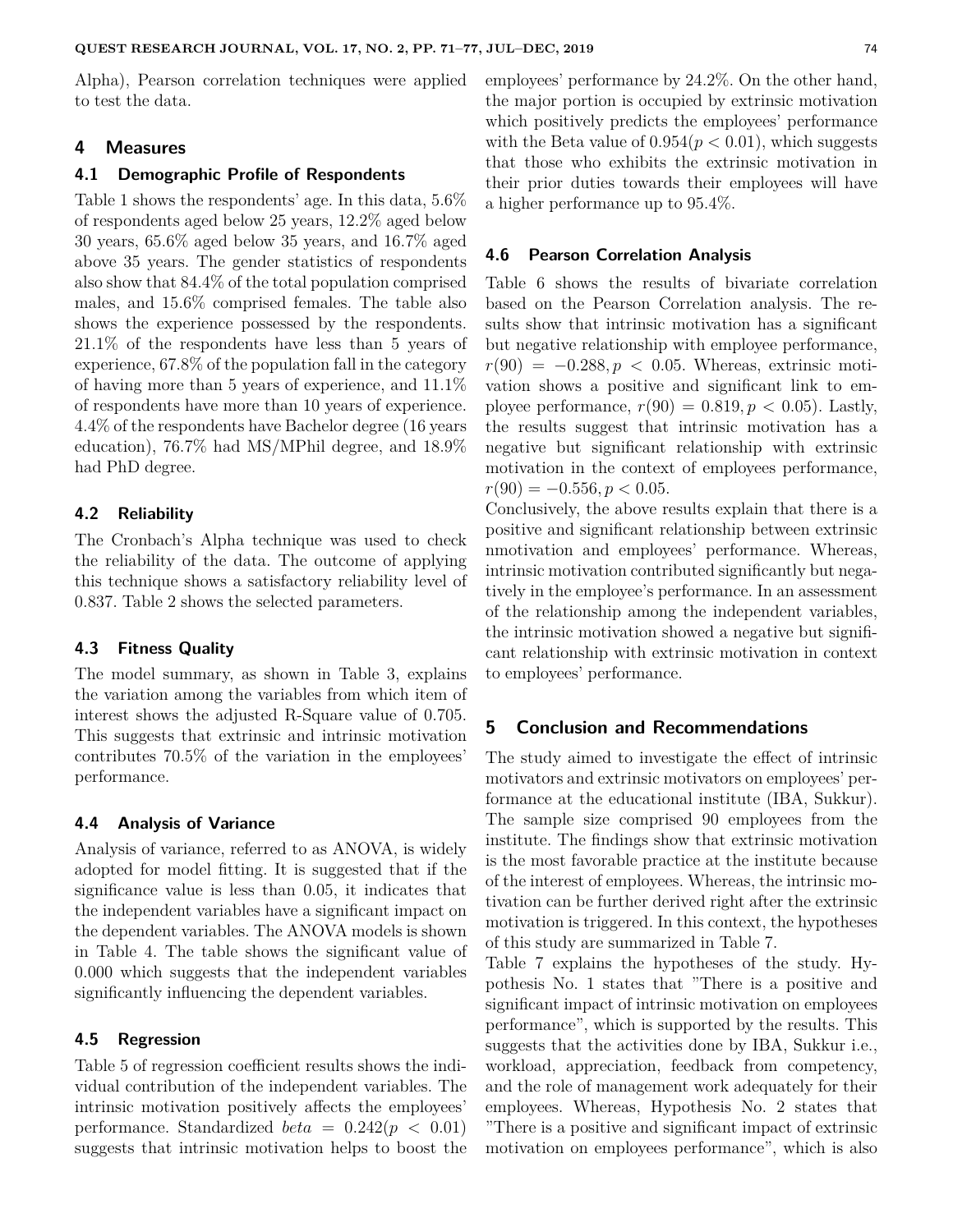Alpha), Pearson correlation techniques were applied to test the data.

## 4 Measures

### 4.1 Demographic Profile of Respondents

Table 1 shows the respondents' age. In this data, 5.6% of respondents aged below 25 years, 12.2% aged below 30 years, 65.6% aged below 35 years, and 16.7% aged above 35 years. The gender statistics of respondents also show that 84.4% of the total population comprised males, and 15.6% comprised females. The table also shows the experience possessed by the respondents. 21.1% of the respondents have less than 5 years of experience, 67.8% of the population fall in the category of having more than 5 years of experience, and 11.1% of respondents have more than 10 years of experience. 4.4% of the respondents have Bachelor degree (16 years education), 76.7% had MS/MPhil degree, and 18.9% had PhD degree.

### 4.2 Reliability

The Cronbach's Alpha technique was used to check the reliability of the data. The outcome of applying this technique shows a satisfactory reliability level of 0.837. Table 2 shows the selected parameters.

### 4.3 Fitness Quality

The model summary, as shown in Table 3, explains the variation among the variables from which item of interest shows the adjusted R-Square value of 0.705. This suggests that extrinsic and intrinsic motivation contributes 70.5% of the variation in the employees' performance.

### 4.4 Analysis of Variance

Analysis of variance, referred to as ANOVA, is widely adopted for model fitting. It is suggested that if the significance value is less than 0.05, it indicates that the independent variables have a significant impact on the dependent variables. The ANOVA models is shown in Table 4. The table shows the significant value of 0.000 which suggests that the independent variables significantly influencing the dependent variables.

### 4.5 Regression

Table 5 of regression coefficient results shows the individual contribution of the independent variables. The intrinsic motivation positively affects the employees' performance. Standardized $beta = 0.242 (p < 0.01)$ suggests that intrinsic motivation helps to boost the employees' performance by 24.2%. On the other hand, the major portion is occupied by extrinsic motivation which positively predicts the employees' performance with the Beta value of $0.954 (p < 0.01)$, which suggests that those who exhibits the extrinsic motivation in their prior duties towards their employees will have a higher performance up to 95.4%.

### 4.6 Pearson Correlation Analysis

Table 6 shows the results of bivariate correlation based on the Pearson Correlation analysis. The results show that intrinsic motivation has a significant but negative relationship with employee performance, $r(90) = -0.288, p < 0.05$. Whereas, extrinsic motivation shows a positive and significant link to employee performance, $r(90) = 0.819, p < 0.05$). Lastly, the results suggest that intrinsic motivation has a negative but significant relationship with extrinsic motivation in the context of employees performance, $r(90) = -0.556, p < 0.05$.

Conclusively, the above results explain that there is a positive and significant relationship between extrinsic nmotivation and employees' performance. Whereas, intrinsic motivation contributed significantly but negatively in the employee's performance. In an assessment of the relationship among the independent variables, the intrinsic motivation showed a negative but significant relationship with extrinsic motivation in context to employees' performance.

## 5 Conclusion and Recommendations

The study aimed to investigate the effect of intrinsic motivators and extrinsic motivators on employees' performance at the educational institute (IBA, Sukkur). The sample size comprised 90 employees from the institute. The findings show that extrinsic motivation is the most favorable practice at the institute because of the interest of employees. Whereas, the intrinsic motivation can be further derived right after the extrinsic motivation is triggered. In this context, the hypotheses of this study are summarized in Table 7.

Table 7 explains the hypotheses of the study. Hypothesis No. 1 states that "There is a positive and significant impact of intrinsic motivation on employees performance", which is supported by the results. This suggests that the activities done by IBA, Sukkur i.e., workload, appreciation, feedback from competency, and the role of management work adequately for their employees. Whereas, Hypothesis No. 2 states that "There is a positive and significant impact of extrinsic motivation on employees performance", which is also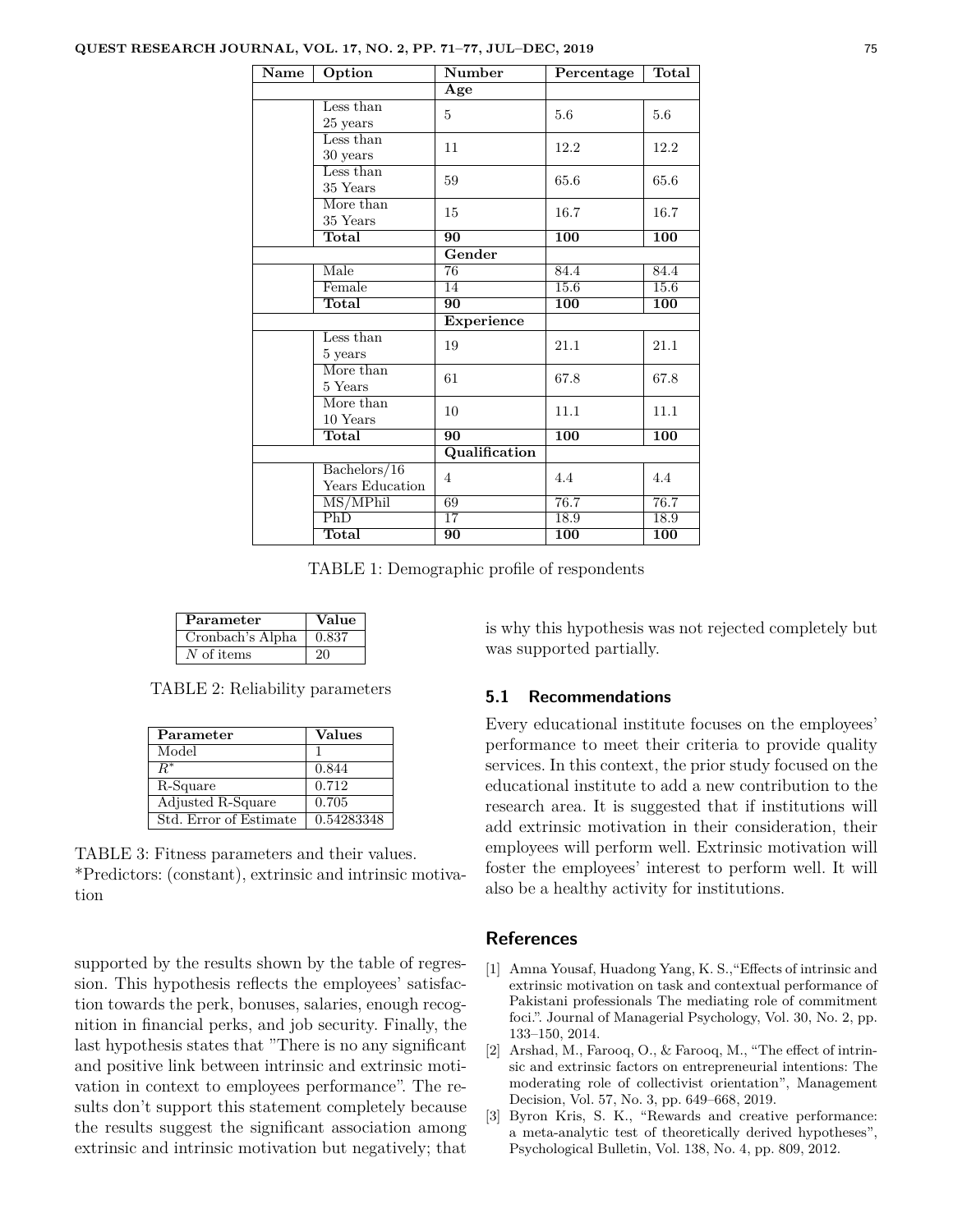| Name | Option | Number | Percentage | Total |
|---|---|---|---|---|
| | | **Age** | | |
| | Less than 25 years | 5 | 5.6 | 5.6 |
| | Less than 30 years | 11 | 12.2 | 12.2 |
| | Less than 35 Years | 59 | 65.6 | 65.6 |
| | More than 35 Years | 15 | 16.7 | 16.7 |
| | **Total** | **90** | **100** | **100** |
| | | **Gender** | | |
| | Male | 76 | 84.4 | 84.4 |
| | Female | 14 | 15.6 | 15.6 |
| | **Total** | **90** | **100** | **100** |
| | | **Experience** | | |
| | Less than 5 years | 19 | 21.1 | 21.1 |
| | More than 5 Years | 61 | 67.8 | 67.8 |
| | More than 10 Years | 10 | 11.1 | 11.1 |
| | **Total** | **90** | **100** | **100** |
| | | **Qualification** | | |
| | Bachelors/16 Years Education | 4 | 4.4 | 4.4 |
| | MS/MPhil | 69 | 76.7 | 76.7 |
| | PhD | 17 | 18.9 | 18.9 |
| | **Total** | **90** | **100** | **100** |

TABLE 1: Demographic profile of respondents

| Parameter | Value |
|---|---|
| Cronbach's Alpha | 0.837 |
| $N$ of items | 20 |

TABLE 2: Reliability parameters

| Parameter | Values |
|---|---|
| Model | 1 |
| $R^*$ | 0.844 |
| R-Square | 0.712 |
| Adjusted R-Square | 0.705 |
| Std. Error of Estimate | 0.54283348 |

TABLE 3: Fitness parameters and their values.
*Predictors: (constant), extrinsic and intrinsic motivation

supported by the results shown by the table of regression. This hypothesis reflects the employees' satisfaction towards the perk, bonuses, salaries, enough recognition in financial perks, and job security. Finally, the last hypothesis states that "There is no any significant and positive link between intrinsic and extrinsic motivation in context to employees performance". The results don't support this statement completely because the results suggest the significant association among extrinsic and intrinsic motivation but negatively; that is why this hypothesis was not rejected completely but was supported partially.

### 5.1 Recommendations

Every educational institute focuses on the employees' performance to meet their criteria to provide quality services. In this context, the prior study focused on the educational institute to add a new contribution to the research area. It is suggested that if institutions will add extrinsic motivation in their consideration, their employees will perform well. Extrinsic motivation will foster the employees' interest to perform well. It will also be a healthy activity for institutions.

## References

[1] Amna Yousaf, Huadong Yang, K. S.,"Effects of intrinsic and extrinsic motivation on task and contextual performance of Pakistani professionals The mediating role of commitment foci.". Journal of Managerial Psychology, Vol. 30, No. 2, pp. 133–150, 2014.

[2] Arshad, M., Farooq, O., & Farooq, M., "The effect of intrinsic and extrinsic factors on entrepreneurial intentions: The moderating role of collectivist orientation", Management Decision, Vol. 57, No. 3, pp. 649–668, 2019.

[3] Byron Kris, S. K., "Rewards and creative performance: a meta-analytic test of theoretically derived hypotheses", Psychological Bulletin, Vol. 138, No. 4, pp. 809, 2012.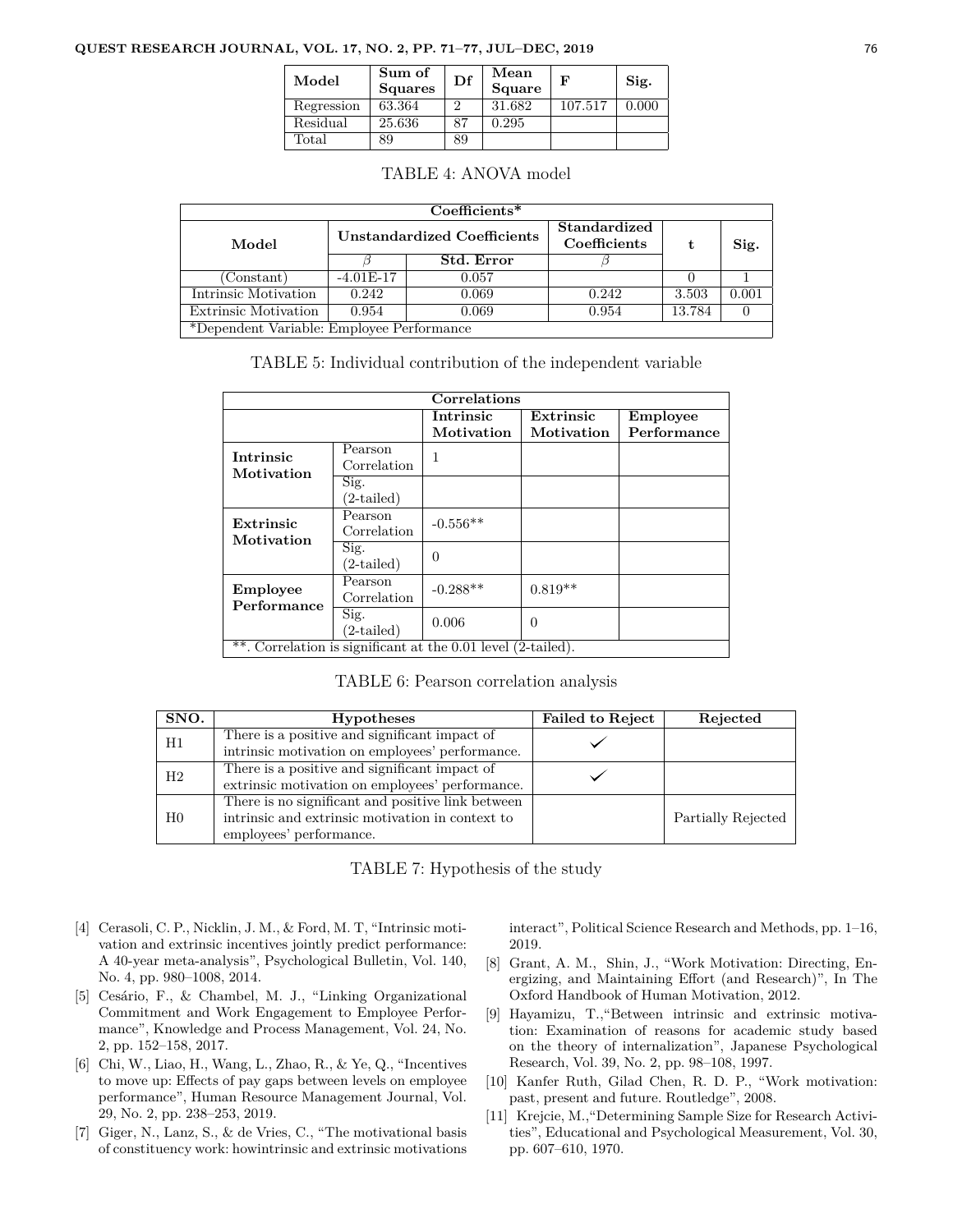| Model | Sum of Squares | Df | Mean Square | F | Sig. |
|---|---|---|---|---|---|
| Regression | 63.364 | 2 | 31.682 | 107.517 | 0.000 |
| Residual | 25.636 | 87 | 0.295 | | |
| Total | 89 | 89 | | | |

TABLE 4: ANOVA model

| Coefficients* | | | | | |
|---|---|---|---|---|---|
| Model | Unstandardized Coefficients | | Standardized Coefficients | t | Sig. |
| | $\beta$ | Std. Error | $\beta$ | | |
| (Constant) | -4.01E-17 | 0.057 | | 0 | 1 |
| Intrinsic Motivation | 0.242 | 0.069 | 0.242 | 3.503 | 0.001 |
| Extrinsic Motivation | 0.954 | 0.069 | 0.954 | 13.784 | 0 |
| *Dependent Variable: Employee Performance | | | | | |

TABLE 5: Individual contribution of the independent variable

| Correlations | | | | |
|---|---|---|---|---|
| | | Intrinsic Motivation | Extrinsic Motivation | Employee Performance |
| Intrinsic Motivation | Pearson Correlation | 1 | | |
| | Sig. (2-tailed) | | | |
| Extrinsic Motivation | Pearson Correlation | -0.556** | | |
| | Sig. (2-tailed) | 0 | | |
| Employee Performance | Pearson Correlation | -0.288** | 0.819** | |
| | Sig. (2-tailed) | 0.006 | 0 | |
| **. Correlation is significant at the 0.01 level (2-tailed). | | | | |

TABLE 6: Pearson correlation analysis

| SNO. | Hypotheses | Failed to Reject | Rejected |
|---|---|---|---|
| H1 | There is a positive and significant impact of intrinsic motivation on employees' performance. | ✓ | |
| H2 | There is a positive and significant impact of extrinsic motivation on employees' performance. | ✓ | |
| H0 | There is no significant and positive link between intrinsic and extrinsic motivation in context to employees' performance. | | Partially Rejected |

TABLE 7: Hypothesis of the study

[4] Cerasoli, C. P., Nicklin, J. M., & Ford, M. T, "Intrinsic motivation and extrinsic incentives jointly predict performance: A 40-year meta-analysis", Psychological Bulletin, Vol. 140, No. 4, pp. 980–1008, 2014.

[5] Cesário, F., & Chambel, M. J., "Linking Organizational Commitment and Work Engagement to Employee Performance", Knowledge and Process Management, Vol. 24, No. 2, pp. 152–158, 2017.

[6] Chi, W., Liao, H., Wang, L., Zhao, R., & Ye, Q., "Incentives to move up: Effects of pay gaps between levels on employee performance", Human Resource Management Journal, Vol. 29, No. 2, pp. 238–253, 2019.

[7] Giger, N., Lanz, S., & de Vries, C., "The motivational basis of constituency work: howintrinsic and extrinsic motivations interact", Political Science Research and Methods, pp. 1–16, 2019.

[8] Grant, A. M., Shin, J., "Work Motivation: Directing, Energizing, and Maintaining Effort (and Research)", In The Oxford Handbook of Human Motivation, 2012.

[9] Hayamizu, T.,"Between intrinsic and extrinsic motivation: Examination of reasons for academic study based on the theory of internalization", Japanese Psychological Research, Vol. 39, No. 2, pp. 98–108, 1997.

[10] Kanfer Ruth, Gilad Chen, R. D. P., "Work motivation: past, present and future. Routledge", 2008.

[11] Krejcie, M.,"Determining Sample Size for Research Activities", Educational and Psychological Measurement, Vol. 30, pp. 607–610, 1970.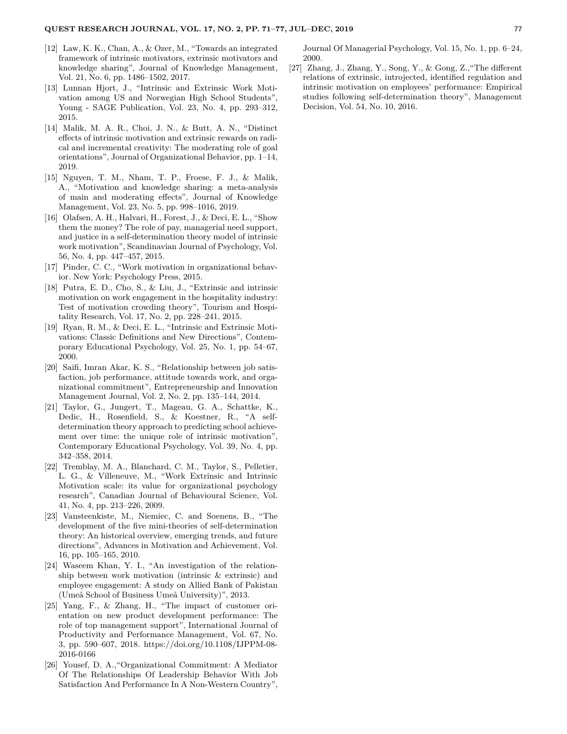[12] Law, K. K., Chan, A., & Ozer, M., "Towards an integrated framework of intrinsic motivators, extrinsic motivators and knowledge sharing", Journal of Knowledge Management, Vol. 21, No. 6, pp. 1486–1502, 2017.

[13] Lunnan Hjort, J., "Intrinsic and Extrinsic Work Motivation among US and Norwegian High School Students", Young - SAGE Publication, Vol. 23, No. 4, pp. 293–312, 2015.

[14] Malik, M. A. R., Choi, J. N., & Butt, A. N., "Distinct effects of intrinsic motivation and extrinsic rewards on radical and incremental creativity: The moderating role of goal orientations", Journal of Organizational Behavior, pp. 1–14, 2019.

[15] Nguyen, T. M., Nham, T. P., Froese, F. J., & Malik, A., "Motivation and knowledge sharing: a meta-analysis of main and moderating effects", Journal of Knowledge Management, Vol. 23, No. 5, pp. 998–1016, 2019.

[16] Olafsen, A. H., Halvari, H., Forest, J., & Deci, E. L., "Show them the money? The role of pay, managerial need support, and justice in a self-determination theory model of intrinsic work motivation", Scandinavian Journal of Psychology, Vol. 56, No. 4, pp. 447–457, 2015.

[17] Pinder, C. C., "Work motivation in organizational behavior. New York: Psychology Press, 2015.

[18] Putra, E. D., Cho, S., & Liu, J., "Extrinsic and intrinsic motivation on work engagement in the hospitality industry: Test of motivation crowding theory", Tourism and Hospitality Research, Vol. 17, No. 2, pp. 228–241, 2015.

[19] Ryan, R. M., & Deci, E. L., "Intrinsic and Extrinsic Motivations: Classic Definitions and New Directions", Contemporary Educational Psychology, Vol. 25, No. 1, pp. 54–67, 2000.

[20] Saifi, Imran Akar, K. S., "Relationship between job satisfaction, job performance, attitude towards work, and organizational commitment", Entrepreneurship and Innovation Management Journal, Vol. 2, No. 2, pp. 135–144, 2014.

[21] Taylor, G., Jungert, T., Mageau, G. A., Schattke, K., Dedic, H., Rosenfield, S., & Koestner, R., "A self-determination theory approach to predicting school achievement over time: the unique role of intrinsic motivation", Contemporary Educational Psychology, Vol. 39, No. 4, pp. 342–358, 2014.

[22] Tremblay, M. A., Blanchard, C. M., Taylor, S., Pelletier, L. G., & Villeneuve, M., "Work Extrinsic and Intrinsic Motivation scale: its value for organizational psychology research", Canadian Journal of Behavioural Science, Vol. 41, No. 4, pp. 213–226, 2009.

[23] Vansteenkiste, M., Niemiec, C. and Soenens, B., "The development of the five mini-theories of self-determination theory: An historical overview, emerging trends, and future directions", Advances in Motivation and Achievement, Vol. 16, pp. 105–165, 2010.

[24] Waseem Khan, Y. I., "An investigation of the relationship between work motivation (intrinsic & extrinsic) and employee engagement: A study on Allied Bank of Pakistan (Umeå School of Business Umeå University)", 2013.

[25] Yang, F., & Zhang, H., "The impact of customer orientation on new product development performance: The role of top management support", International Journal of Productivity and Performance Management, Vol. 67, No. 3, pp. 590–607, 2018. https://doi.org/10.1108/IJPPM-08-2016-0166

[26] Yousef, D. A.,"Organizational Commitment: A Mediator Of The Relationships Of Leadership Behavior With Job Satisfaction And Performance In A Non-Western Country", Journal Of Managerial Psychology, Vol. 15, No. 1, pp. 6–24, 2000.

[27] Zhang, J., Zhang, Y., Song, Y., & Gong, Z.,"The different relations of extrinsic, introjected, identified regulation and intrinsic motivation on employees' performance: Empirical studies following self-determination theory", Management Decision, Vol. 54, No. 10, 2016.